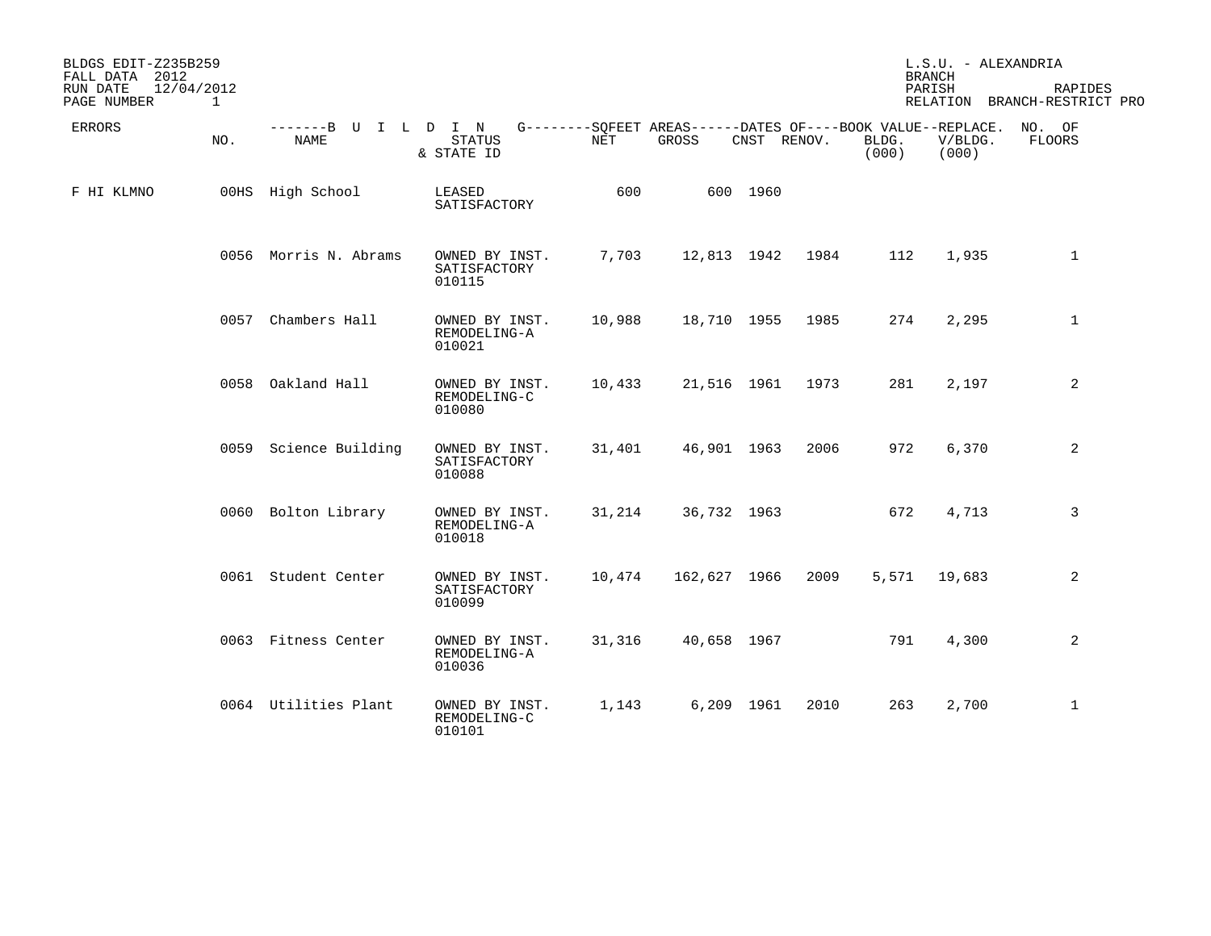BLDGS EDIT-Z235B259
FALL DATA 2012
RUN DATE 12/04/2012
PAGE NUMBER 1

L.S.U. - ALEXANDRIA
BRANCH
PARISH RAPIDES
RELATION BRANCH-RESTRICT PRO

| ERRORS | NO. | NAME | STATUS & STATE ID | NET | GROSS | CNST | RENOV. | BLDG. (000) | V/BLDG. (000) | NO. OF FLOORS |
|---|---|---|---|---|---|---|---|---|---|---|
| F HI KLMNO | 00HS | High School | LEASED SATISFACTORY | 600 | 600 | 1960 | | | | |
| | 0056 | Morris N. Abrams | OWNED BY INST. SATISFACTORY 010115 | 7,703 | 12,813 | 1942 | 1984 | 112 | 1,935 | 1 |
| | 0057 | Chambers Hall | OWNED BY INST. REMODELING-A 010021 | 10,988 | 18,710 | 1955 | 1985 | 274 | 2,295 | 1 |
| | 0058 | Oakland Hall | OWNED BY INST. REMODELING-C 010080 | 10,433 | 21,516 | 1961 | 1973 | 281 | 2,197 | 2 |
| | 0059 | Science Building | OWNED BY INST. SATISFACTORY 010088 | 31,401 | 46,901 | 1963 | 2006 | 972 | 6,370 | 2 |
| | 0060 | Bolton Library | OWNED BY INST. REMODELING-A 010018 | 31,214 | 36,732 | 1963 | | 672 | 4,713 | 3 |
| | 0061 | Student Center | OWNED BY INST. SATISFACTORY 010099 | 10,474 | 162,627 | 1966 | 2009 | 5,571 | 19,683 | 2 |
| | 0063 | Fitness Center | OWNED BY INST. REMODELING-A 010036 | 31,316 | 40,658 | 1967 | | 791 | 4,300 | 2 |
| | 0064 | Utilities Plant | OWNED BY INST. REMODELING-C 010101 | 1,143 | 6,209 | 1961 | 2010 | 263 | 2,700 | 1 |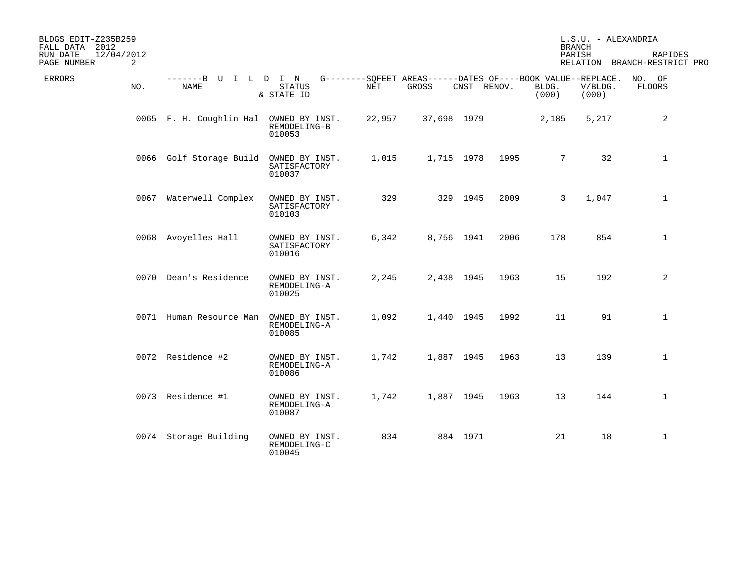BLDGS EDIT-Z235B259
FALL DATA 2012
RUN DATE 12/04/2012

L.S.U. - ALEXANDRIA
BRANCH
PARISH RAPIDES
RELATION BRANCH-RESTRICT PRO

| ERRORS | NO. | NAME | STATUS & STATE ID | NET | GROSS | CNST | RENOV. | BLDG. (000) | V/BLDG. (000) | NO. OF FLOORS |
|---|---|---|---|---|---|---|---|---|---|---|
| | 0065 | F. H. Coughlin Hal | OWNED BY INST. REMODELING-B 010053 | 22,957 | 37,698 | 1979 | | 2,185 | 5,217 | 2 |
| | 0066 | Golf Storage Build | OWNED BY INST. SATISFACTORY 010037 | 1,015 | 1,715 | 1978 | 1995 | 7 | 32 | 1 |
| | 0067 | Waterwell Complex | OWNED BY INST. SATISFACTORY 010103 | 329 | 329 | 1945 | 2009 | 3 | 1,047 | 1 |
| | 0068 | Avoyelles Hall | OWNED BY INST. SATISFACTORY 010016 | 6,342 | 8,756 | 1941 | 2006 | 178 | 854 | 1 |
| | 0070 | Dean's Residence | OWNED BY INST. REMODELING-A 010025 | 2,245 | 2,438 | 1945 | 1963 | 15 | 192 | 2 |
| | 0071 | Human Resource Man | OWNED BY INST. REMODELING-A 010085 | 1,092 | 1,440 | 1945 | 1992 | 11 | 91 | 1 |
| | 0072 | Residence #2 | OWNED BY INST. REMODELING-A 010086 | 1,742 | 1,887 | 1945 | 1963 | 13 | 139 | 1 |
| | 0073 | Residence #1 | OWNED BY INST. REMODELING-A 010087 | 1,742 | 1,887 | 1945 | 1963 | 13 | 144 | 1 |
| | 0074 | Storage Building | OWNED BY INST. REMODELING-C 010045 | 834 | 884 | 1971 | | 21 | 18 | 1 |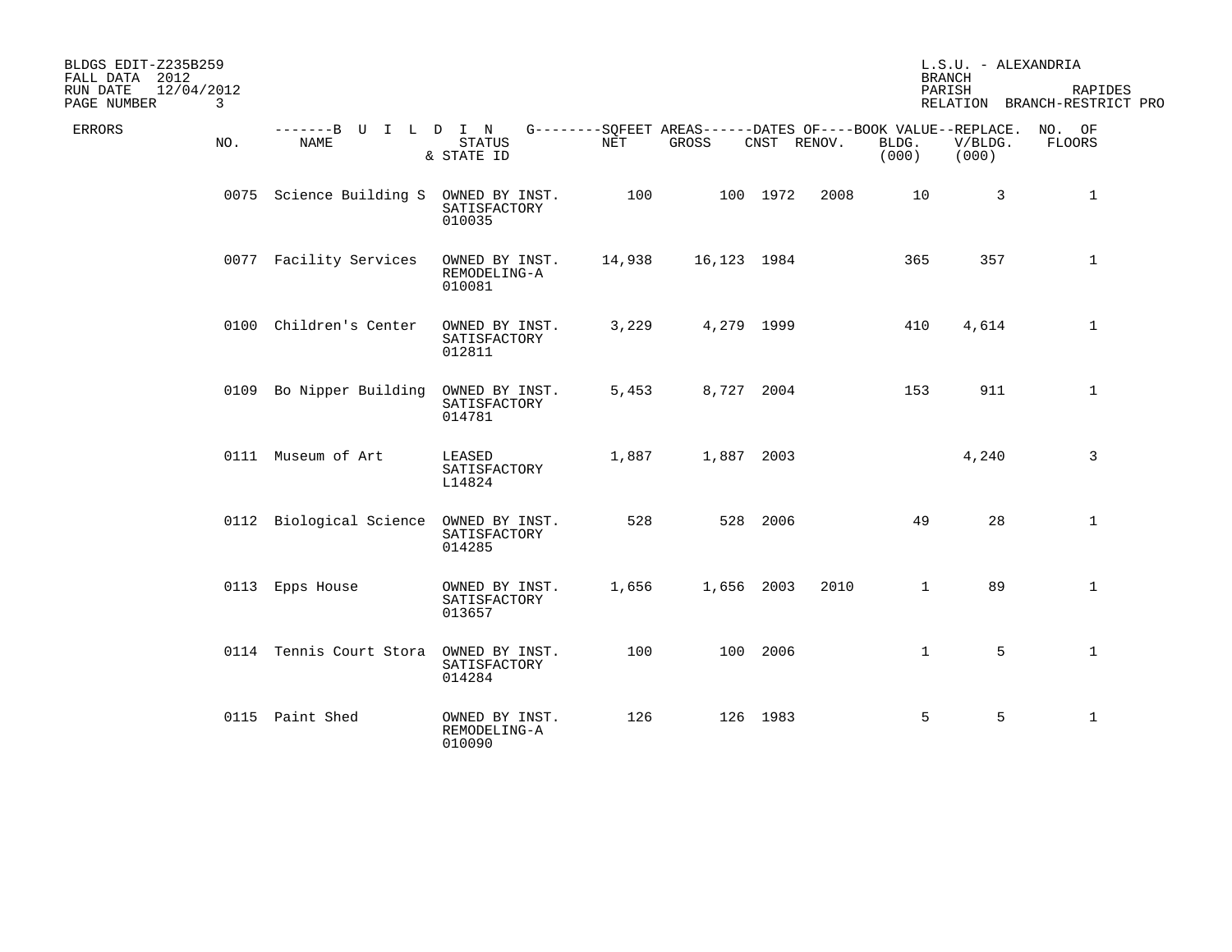BLDGS EDIT-Z235B259
FALL DATA 2012
RUN DATE 12/04/2012

L.S.U. - ALEXANDRIA
BRANCH
PARISH RAPIDES
RELATION BRANCH-RESTRICT PRO

| ERRORS | NO. | NAME | STATUS & STATE ID | NET | GROSS | CNST | RENOV. | BOOK VALUE BLDG. (000) | REPLACE. V/BLDG. (000) | NO. OF FLOORS |
|---|---|---|---|---|---|---|---|---|---|---|
| | 0075 | Science Building S | OWNED BY INST. SATISFACTORY 010035 | 100 | 100 | 1972 | 2008 | 10 | 3 | 1 |
| | 0077 | Facility Services | OWNED BY INST. REMODELING-A 010081 | 14,938 | 16,123 | 1984 | | 365 | 357 | 1 |
| | 0100 | Children's Center | OWNED BY INST. SATISFACTORY 012811 | 3,229 | 4,279 | 1999 | | 410 | 4,614 | 1 |
| | 0109 | Bo Nipper Building | OWNED BY INST. SATISFACTORY 014781 | 5,453 | 8,727 | 2004 | | 153 | 911 | 1 |
| | 0111 | Museum of Art | LEASED SATISFACTORY L14824 | 1,887 | 1,887 | 2003 | | | 4,240 | 3 |
| | 0112 | Biological Science | OWNED BY INST. SATISFACTORY 014285 | 528 | 528 | 2006 | | 49 | 28 | 1 |
| | 0113 | Epps House | OWNED BY INST. SATISFACTORY 013657 | 1,656 | 1,656 | 2003 | 2010 | 1 | 89 | 1 |
| | 0114 | Tennis Court Stora | OWNED BY INST. SATISFACTORY 014284 | 100 | 100 | 2006 | | 1 | 5 | 1 |
| | 0115 | Paint Shed | OWNED BY INST. REMODELING-A 010090 | 126 | 126 | 1983 | | 5 | 5 | 1 |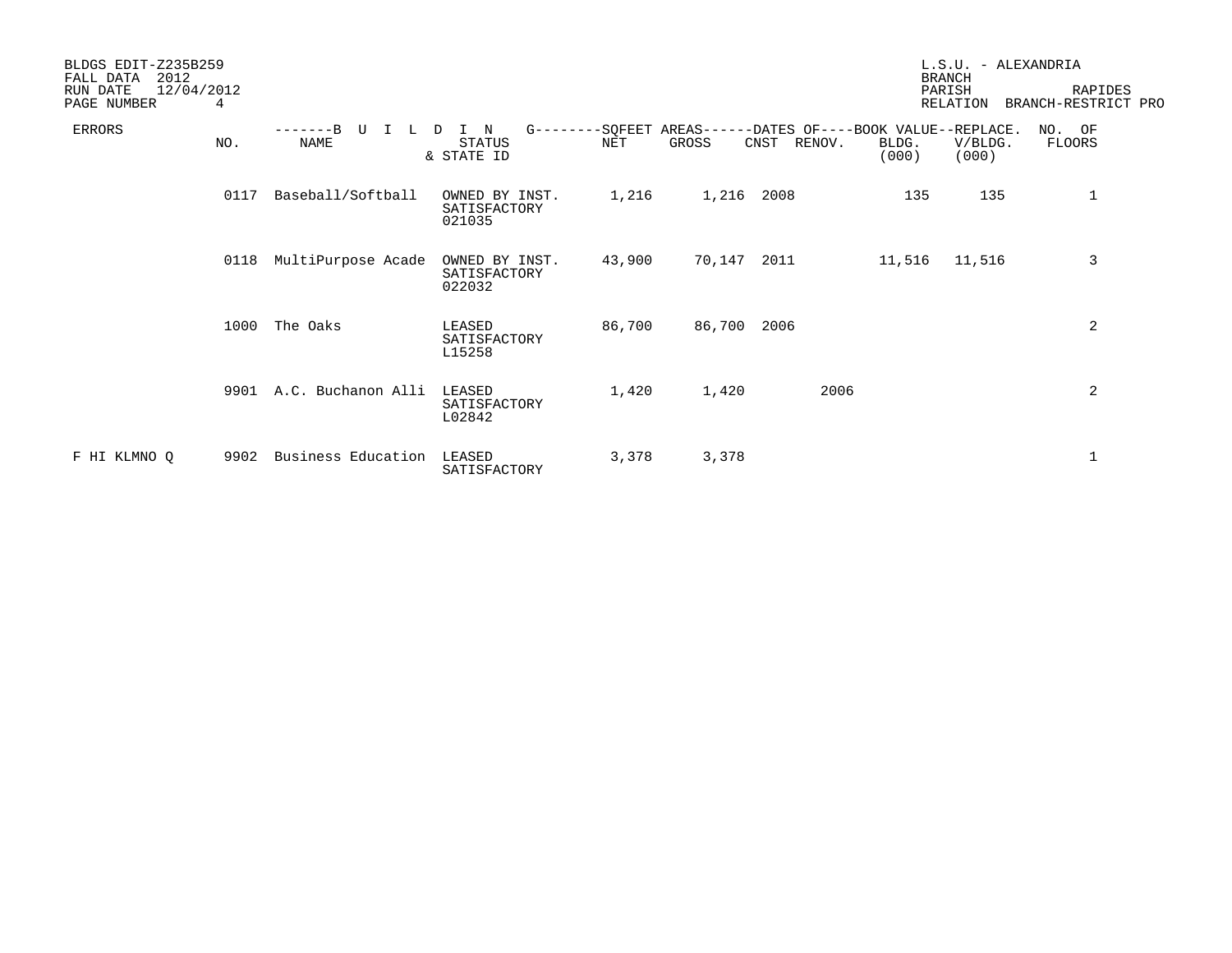BLDGS EDIT-Z235B259
FALL DATA 2012
RUN DATE 12/04/2012
PAGE NUMBER 4

L.S.U. - ALEXANDRIA
BRANCH
PARISH RAPIDES
RELATION BRANCH-RESTRICT PRO

| ERRORS | NO. | NAME | STATUS & STATE ID | NET | GROSS | CNST | RENOV. | BLDG. (000) | V/BLDG. (000) | NO. OF FLOORS |
|---|---|---|---|---|---|---|---|---|---|---|
| | 0117 | Baseball/Softball | OWNED BY INST. SATISFACTORY 021035 | 1,216 | 1,216 | 2008 | | 135 | 135 | 1 |
| | 0118 | MultiPurpose Acade | OWNED BY INST. SATISFACTORY 022032 | 43,900 | 70,147 | 2011 | | 11,516 | 11,516 | 3 |
| | 1000 | The Oaks | LEASED SATISFACTORY L15258 | 86,700 | 86,700 | 2006 | | | | 2 |
| | 9901 | A.C. Buchanon Alli | LEASED SATISFACTORY L02842 | 1,420 | 1,420 | | 2006 | | | 2 |
| F HI KLMNO Q | 9902 | Business Education | LEASED SATISFACTORY | 3,378 | 3,378 | | | | | 1 |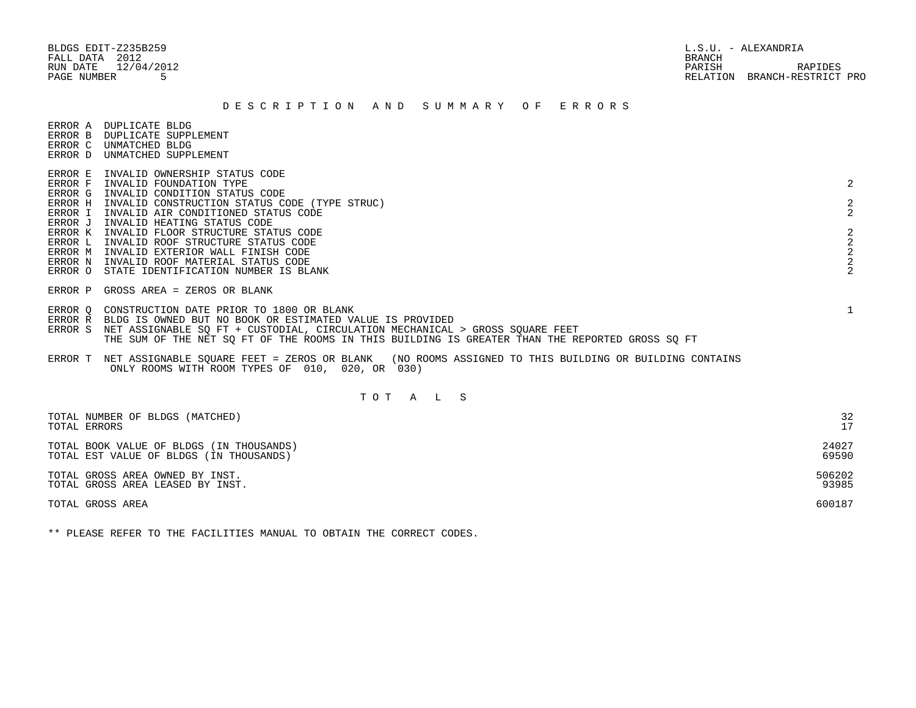BLDGS EDIT-Z235B259
FALL DATA 2012
RUN DATE 12/04/2012
PAGE NUMBER 5

L.S.U. - ALEXANDRIA
BRANCH
PARISH RAPIDES
RELATION BRANCH-RESTRICT PRO

## D E S C R I P T I O N A N D S U M M A R Y O F E R R O R S

| | | |
|---|---|---|
| ERROR A | DUPLICATE BLDG | |
| ERROR B | DUPLICATE SUPPLEMENT | |
| ERROR C | UNMATCHED BLDG | |
| ERROR D | UNMATCHED SUPPLEMENT | |
| ERROR E | INVALID OWNERSHIP STATUS CODE | |
| ERROR F | INVALID FOUNDATION TYPE | 2 |
| ERROR G | INVALID CONDITION STATUS CODE | |
| ERROR H | INVALID CONSTRUCTION STATUS CODE (TYPE STRUC) | 2 |
| ERROR I | INVALID AIR CONDITIONED STATUS CODE | 2 |
| ERROR J | INVALID HEATING STATUS CODE | |
| ERROR K | INVALID FLOOR STRUCTURE STATUS CODE | 2 |
| ERROR L | INVALID ROOF STRUCTURE STATUS CODE | 2 |
| ERROR M | INVALID EXTERIOR WALL FINISH CODE | 2 |
| ERROR N | INVALID ROOF MATERIAL STATUS CODE | 2 |
| ERROR O | STATE IDENTIFICATION NUMBER IS BLANK | 2 |
| ERROR P | GROSS AREA = ZEROS OR BLANK | |
| ERROR Q | CONSTRUCTION DATE PRIOR TO 1800 OR BLANK | 1 |
| ERROR R | BLDG IS OWNED BUT NO BOOK OR ESTIMATED VALUE IS PROVIDED | |
| ERROR S | NET ASSIGNABLE SQ FT + CUSTODIAL, CIRCULATION MECHANICAL > GROSS SQUARE FEET<br>THE SUM OF THE NET SQ FT OF THE ROOMS IN THIS BUILDING IS GREATER THAN THE REPORTED GROSS SQ FT | |
| ERROR T | NET ASSIGNABLE SQUARE FEET = ZEROS OR BLANK (NO ROOMS ASSIGNED TO THIS BUILDING OR BUILDING CONTAINS ONLY ROOMS WITH ROOM TYPES OF 010, 020, OR 030) | |

## T O T A L S

| | |
|---|---|
| TOTAL NUMBER OF BLDGS (MATCHED) | 32 |
| TOTAL ERRORS | 17 |
| TOTAL BOOK VALUE OF BLDGS (IN THOUSANDS) | 24027 |
| TOTAL EST VALUE OF BLDGS (IN THOUSANDS) | 69590 |
| TOTAL GROSS AREA OWNED BY INST. | 506202 |
| TOTAL GROSS AREA LEASED BY INST. | 93985 |
| TOTAL GROSS AREA | 600187 |

** PLEASE REFER TO THE FACILITIES MANUAL TO OBTAIN THE CORRECT CODES.